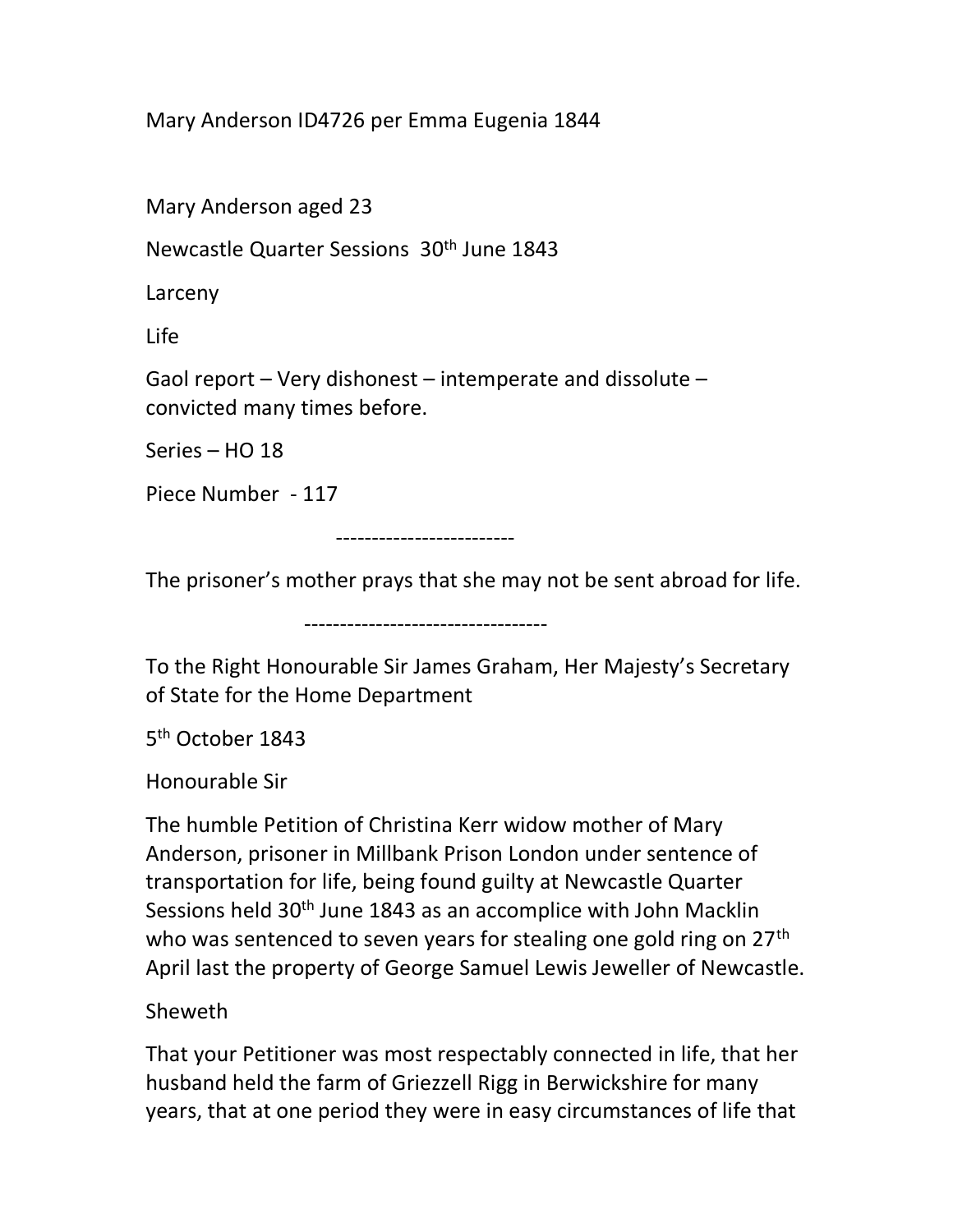Mary Anderson ID4726 per Emma Eugenia 1844

Mary Anderson aged 23

Newcastle Quarter Sessions 30th June 1843

Larceny

Life

Gaol report – Very dishonest – intemperate and dissolute – convicted many times before.

Series – HO 18

Piece Number - 117

-------------------------

The prisoner's mother prays that she may not be sent abroad for life.

----------------------------------

To the Right Honourable Sir James Graham, Her Majesty's Secretary of State for the Home Department

5th October 1843

Honourable Sir

The humble Petition of Christina Kerr widow mother of Mary Anderson, prisoner in Millbank Prison London under sentence of transportation for life, being found guilty at Newcastle Quarter Sessions held 30th June 1843 as an accomplice with John Macklin who was sentenced to seven years for stealing one gold ring on 27th April last the property of George Samuel Lewis Jeweller of Newcastle.

Sheweth

That your Petitioner was most respectably connected in life, that her husband held the farm of Griezzell Rigg in Berwickshire for many years, that at one period they were in easy circumstances of life that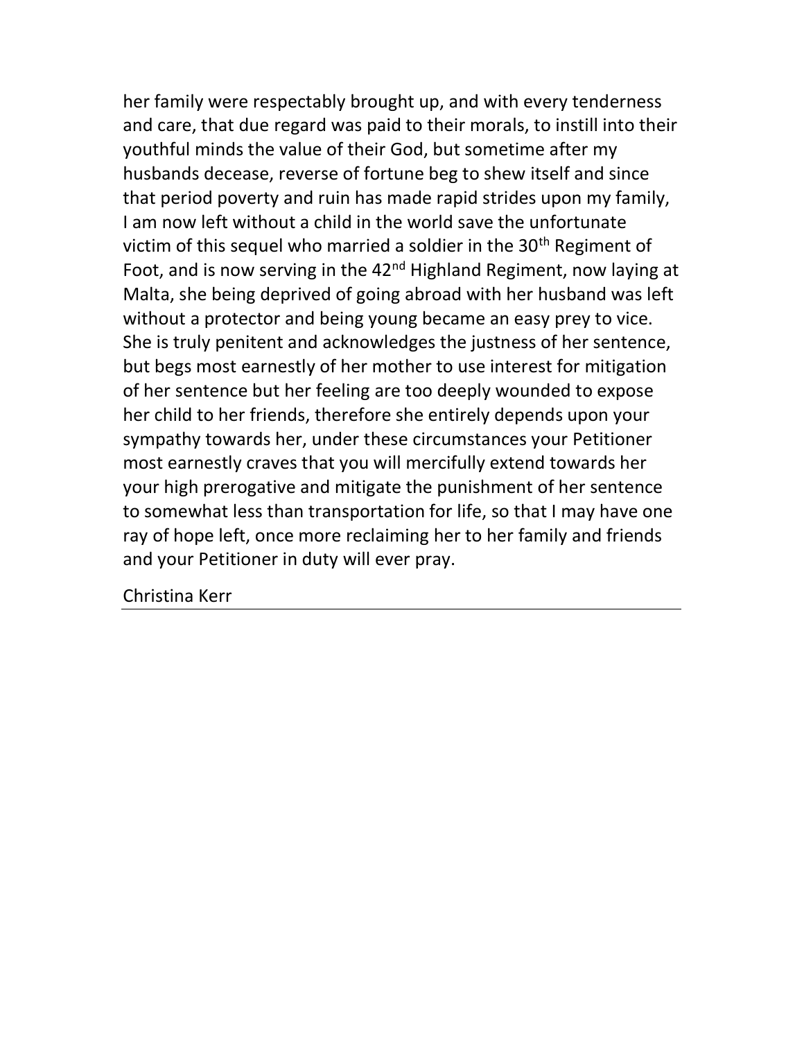her family were respectably brought up, and with every tenderness and care, that due regard was paid to their morals, to instill into their youthful minds the value of their God, but sometime after my husbands decease, reverse of fortune beg to shew itself and since that period poverty and ruin has made rapid strides upon my family, I am now left without a child in the world save the unfortunate victim of this sequel who married a soldier in the 30th Regiment of Foot, and is now serving in the 42nd Highland Regiment, now laying at Malta, she being deprived of going abroad with her husband was left without a protector and being young became an easy prey to vice. She is truly penitent and acknowledges the justness of her sentence, but begs most earnestly of her mother to use interest for mitigation of her sentence but her feeling are too deeply wounded to expose her child to her friends, therefore she entirely depends upon your sympathy towards her, under these circumstances your Petitioner most earnestly craves that you will mercifully extend towards her your high prerogative and mitigate the punishment of her sentence to somewhat less than transportation for life, so that I may have one ray of hope left, once more reclaiming her to her family and friends and your Petitioner in duty will ever pray.

Christina Kerr

---